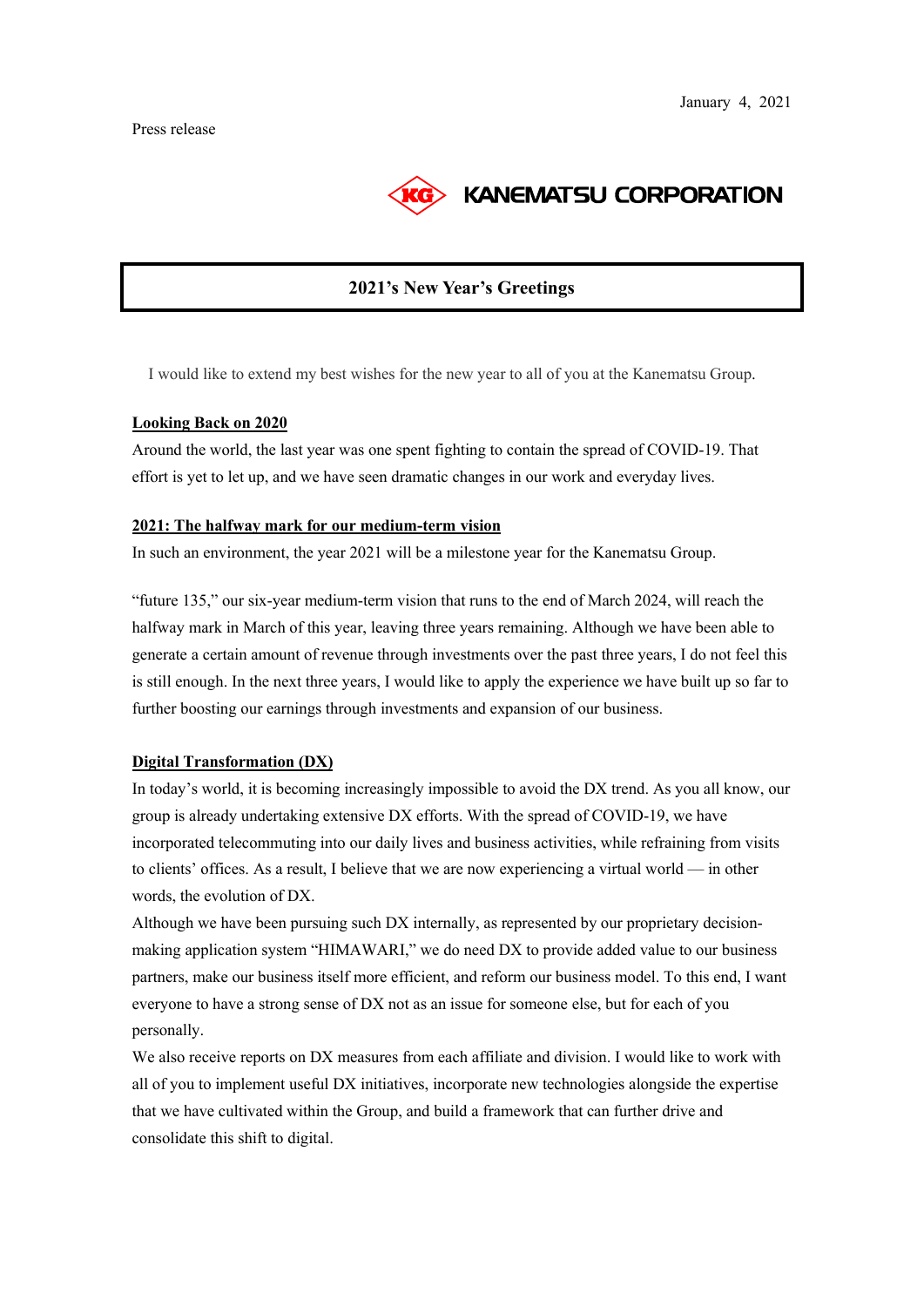January 4, 2021

Press release

KANEMATSU CORPORATION

# 2021's New Year's Greetings

I would like to extend my best wishes for the new year to all of you at the Kanematsu Group.

**Looking Back on 2020**

Around the world, the last year was one spent fighting to contain the spread of COVID-19. That effort is yet to let up, and we have seen dramatic changes in our work and everyday lives.

**2021: The halfway mark for our medium-term vision**

In such an environment, the year 2021 will be a milestone year for the Kanematsu Group.

"future 135," our six-year medium-term vision that runs to the end of March 2024, will reach the halfway mark in March of this year, leaving three years remaining. Although we have been able to generate a certain amount of revenue through investments over the past three years, I do not feel this is still enough. In the next three years, I would like to apply the experience we have built up so far to further boosting our earnings through investments and expansion of our business.

**Digital Transformation (DX)**

In today's world, it is becoming increasingly impossible to avoid the DX trend. As you all know, our group is already undertaking extensive DX efforts. With the spread of COVID-19, we have incorporated telecommuting into our daily lives and business activities, while refraining from visits to clients' offices. As a result, I believe that we are now experiencing a virtual world — in other words, the evolution of DX.

Although we have been pursuing such DX internally, as represented by our proprietary decision-making application system "HIMAWARI," we do need DX to provide added value to our business partners, make our business itself more efficient, and reform our business model. To this end, I want everyone to have a strong sense of DX not as an issue for someone else, but for each of you personally.

We also receive reports on DX measures from each affiliate and division. I would like to work with all of you to implement useful DX initiatives, incorporate new technologies alongside the expertise that we have cultivated within the Group, and build a framework that can further drive and consolidate this shift to digital.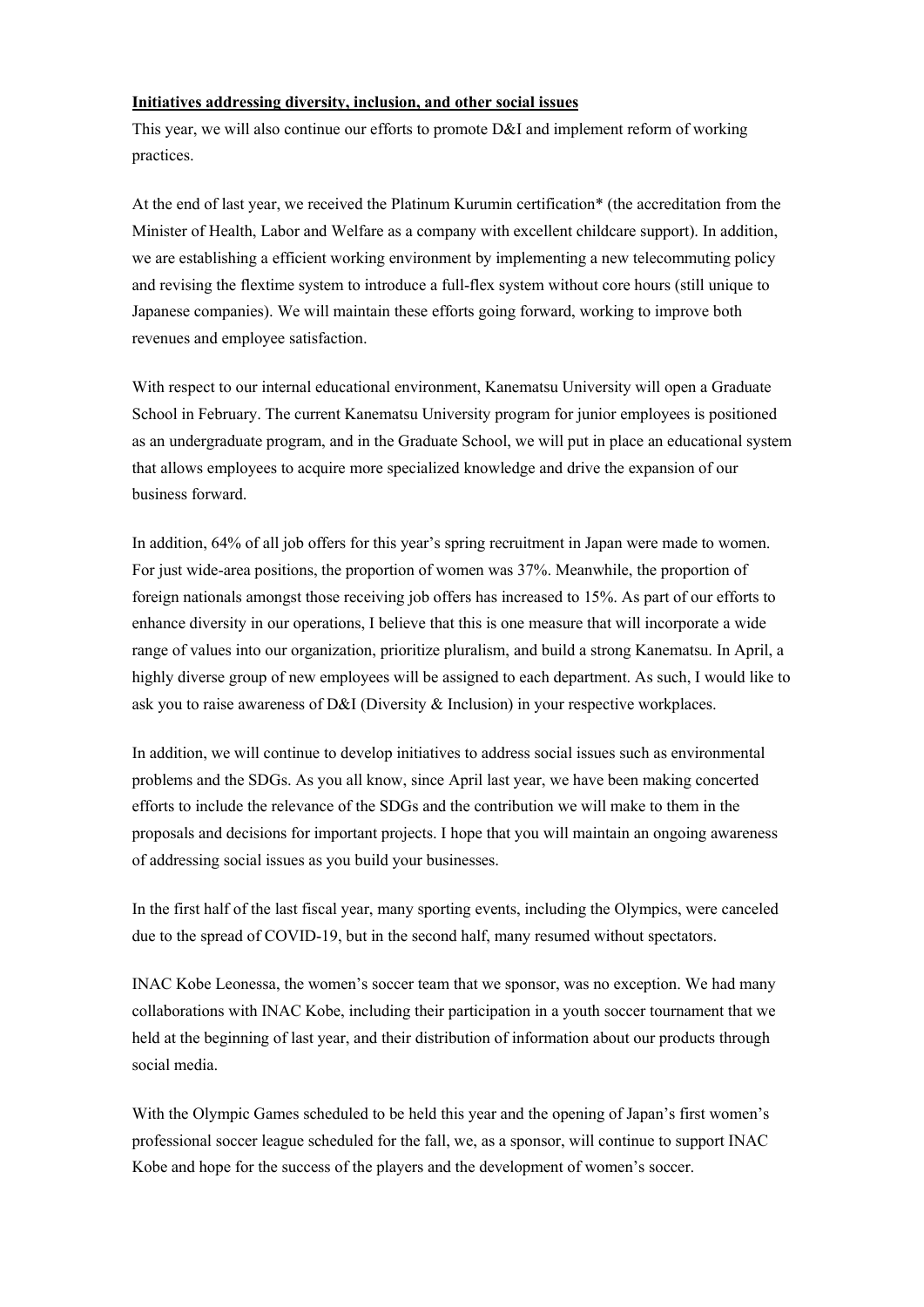**Initiatives addressing diversity, inclusion, and other social issues**

This year, we will also continue our efforts to promote D&I and implement reform of working practices.

At the end of last year, we received the Platinum Kurumin certification* (the accreditation from the Minister of Health, Labor and Welfare as a company with excellent childcare support). In addition, we are establishing a efficient working environment by implementing a new telecommuting policy and revising the flextime system to introduce a full-flex system without core hours (still unique to Japanese companies). We will maintain these efforts going forward, working to improve both revenues and employee satisfaction.

With respect to our internal educational environment, Kanematsu University will open a Graduate School in February. The current Kanematsu University program for junior employees is positioned as an undergraduate program, and in the Graduate School, we will put in place an educational system that allows employees to acquire more specialized knowledge and drive the expansion of our business forward.

In addition, 64% of all job offers for this year's spring recruitment in Japan were made to women. For just wide-area positions, the proportion of women was 37%. Meanwhile, the proportion of foreign nationals amongst those receiving job offers has increased to 15%. As part of our efforts to enhance diversity in our operations, I believe that this is one measure that will incorporate a wide range of values into our organization, prioritize pluralism, and build a strong Kanematsu. In April, a highly diverse group of new employees will be assigned to each department. As such, I would like to ask you to raise awareness of D&I (Diversity & Inclusion) in your respective workplaces.

In addition, we will continue to develop initiatives to address social issues such as environmental problems and the SDGs. As you all know, since April last year, we have been making concerted efforts to include the relevance of the SDGs and the contribution we will make to them in the proposals and decisions for important projects. I hope that you will maintain an ongoing awareness of addressing social issues as you build your businesses.

In the first half of the last fiscal year, many sporting events, including the Olympics, were canceled due to the spread of COVID-19, but in the second half, many resumed without spectators.

INAC Kobe Leonessa, the women's soccer team that we sponsor, was no exception. We had many collaborations with INAC Kobe, including their participation in a youth soccer tournament that we held at the beginning of last year, and their distribution of information about our products through social media.

With the Olympic Games scheduled to be held this year and the opening of Japan's first women's professional soccer league scheduled for the fall, we, as a sponsor, will continue to support INAC Kobe and hope for the success of the players and the development of women's soccer.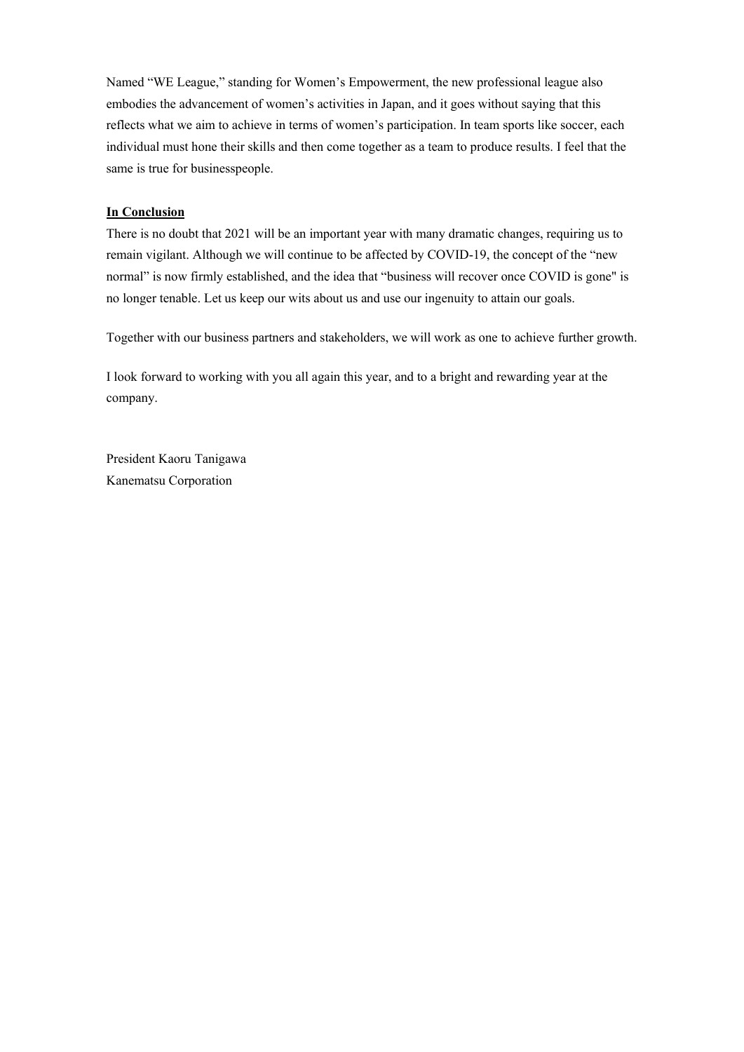Named “WE League,” standing for Women’s Empowerment, the new professional league also embodies the advancement of women’s activities in Japan, and it goes without saying that this reflects what we aim to achieve in terms of women’s participation. In team sports like soccer, each individual must hone their skills and then come together as a team to produce results. I feel that the same is true for businesspeople.

**In Conclusion**

There is no doubt that 2021 will be an important year with many dramatic changes, requiring us to remain vigilant. Although we will continue to be affected by COVID-19, the concept of the “new normal” is now firmly established, and the idea that “business will recover once COVID is gone" is no longer tenable. Let us keep our wits about us and use our ingenuity to attain our goals.

Together with our business partners and stakeholders, we will work as one to achieve further growth.

I look forward to working with you all again this year, and to a bright and rewarding year at the company.

President Kaoru Tanigawa
Kanematsu Corporation